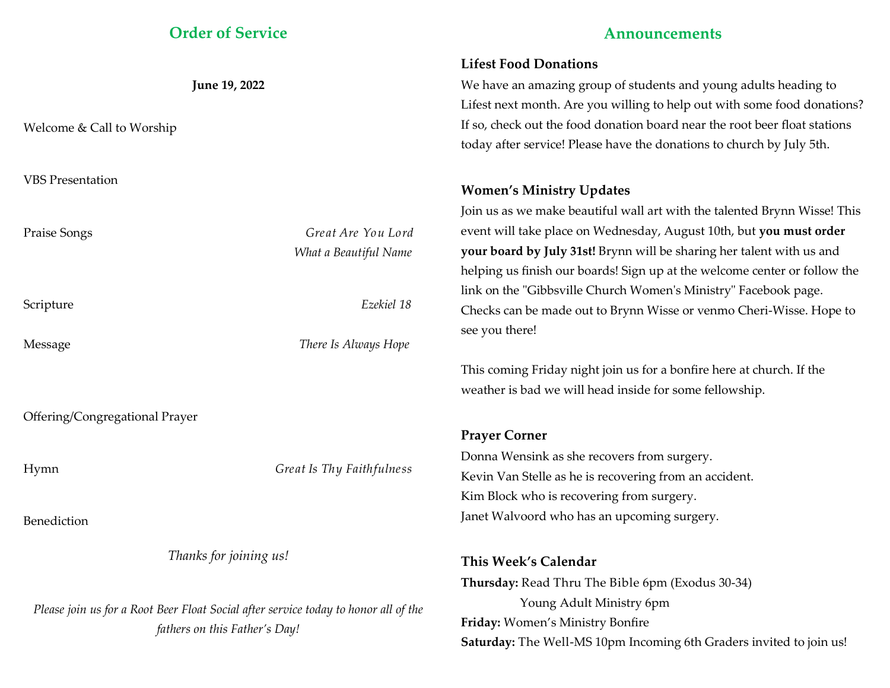## Order of Service

**June 19, 2022**

Welcome & Call to Worship

VBS Presentation

Praise Songs — *Great Are You Lord*, *What a Beautiful Name*

Scripture — *Ezekiel 18*

Message — *There Is Always Hope*

Offering/Congregational Prayer

Hymn — *Great Is Thy Faithfulness*

Benediction

*Thanks for joining us!*

*Please join us for a Root Beer Float Social after service today to honor all of the fathers on this Father's Day!*

## Announcements

### Lifest Food Donations

We have an amazing group of students and young adults heading to Lifest next month. Are you willing to help out with some food donations? If so, check out the food donation board near the root beer float stations today after service! Please have the donations to church by July 5th.

### Women's Ministry Updates

Join us as we make beautiful wall art with the talented Brynn Wisse! This event will take place on Wednesday, August 10th, but **you must order your board by July 31st!** Brynn will be sharing her talent with us and helping us finish our boards! Sign up at the welcome center or follow the link on the "Gibbsville Church Women's Ministry" Facebook page. Checks can be made out to Brynn Wisse or venmo Cheri-Wisse. Hope to see you there!

This coming Friday night join us for a bonfire here at church. If the weather is bad we will head inside for some fellowship.

### Prayer Corner

Donna Wensink as she recovers from surgery.
Kevin Van Stelle as he is recovering from an accident.
Kim Block who is recovering from surgery.
Janet Walvoord who has an upcoming surgery.

### This Week's Calendar

**Thursday:** Read Thru The Bible 6pm (Exodus 30-34)
Young Adult Ministry 6pm
**Friday:** Women's Ministry Bonfire
**Saturday:** The Well-MS 10pm Incoming 6th Graders invited to join us!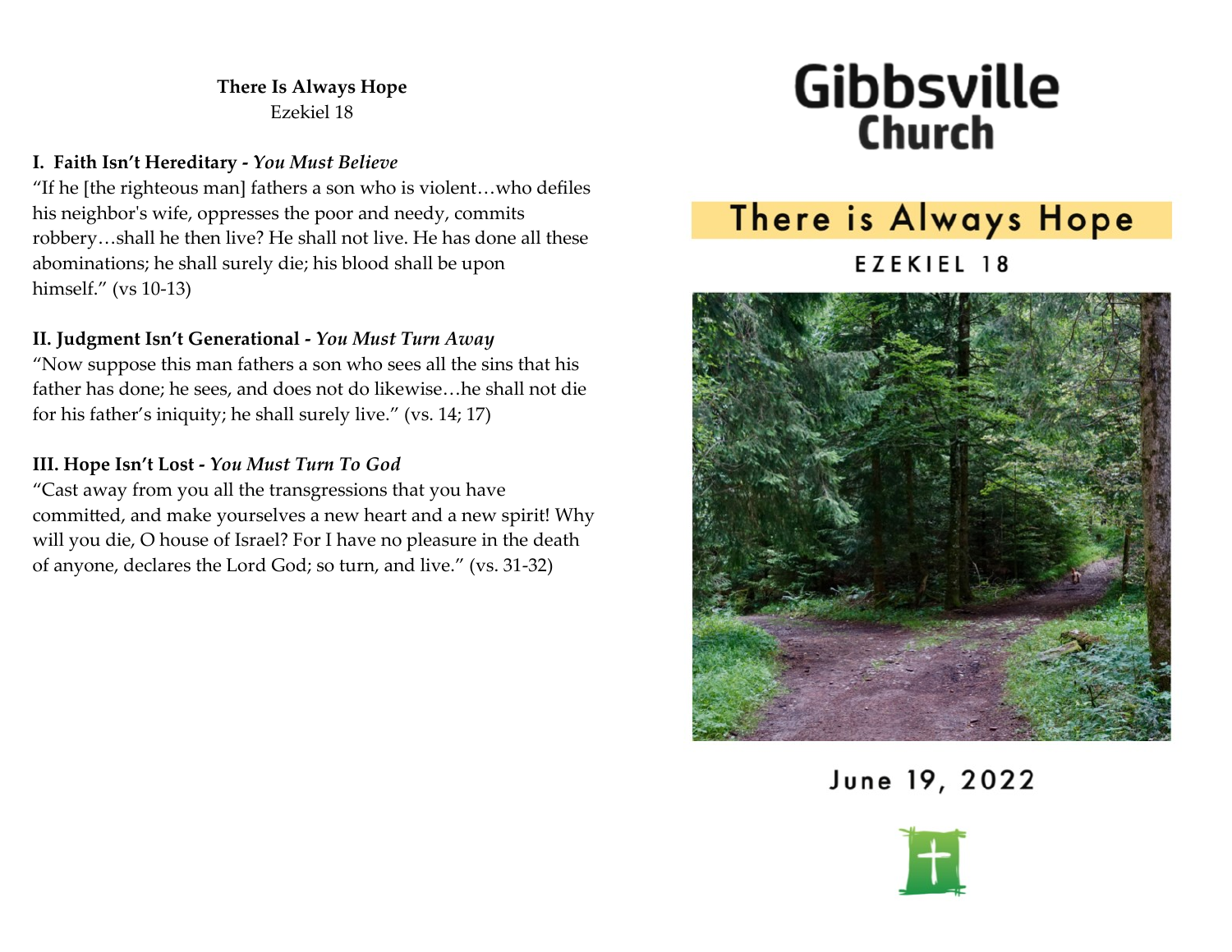**There Is Always Hope**
Ezekiel 18

**I. Faith Isn't Hereditary** - ***You Must Believe***
"If he [the righteous man] fathers a son who is violent…who defiles his neighbor's wife, oppresses the poor and needy, commits robbery…shall he then live? He shall not live. He has done all these abominations; he shall surely die; his blood shall be upon himself." (vs 10-13)

**II. Judgment Isn't Generational** - ***You Must Turn Away***
"Now suppose this man fathers a son who sees all the sins that his father has done; he sees, and does not do likewise…he shall not die for his father's iniquity; he shall surely live." (vs. 14; 17)

**III. Hope Isn't Lost** - ***You Must Turn To God***
"Cast away from you all the transgressions that you have committed, and make yourselves a new heart and a new spirit! Why will you die, O house of Israel? For I have no pleasure in the death of anyone, declares the Lord God; so turn, and live." (vs. 31-32)

# Gibbsville Church

## There is Always Hope

EZEKIEL 18

June 19, 2022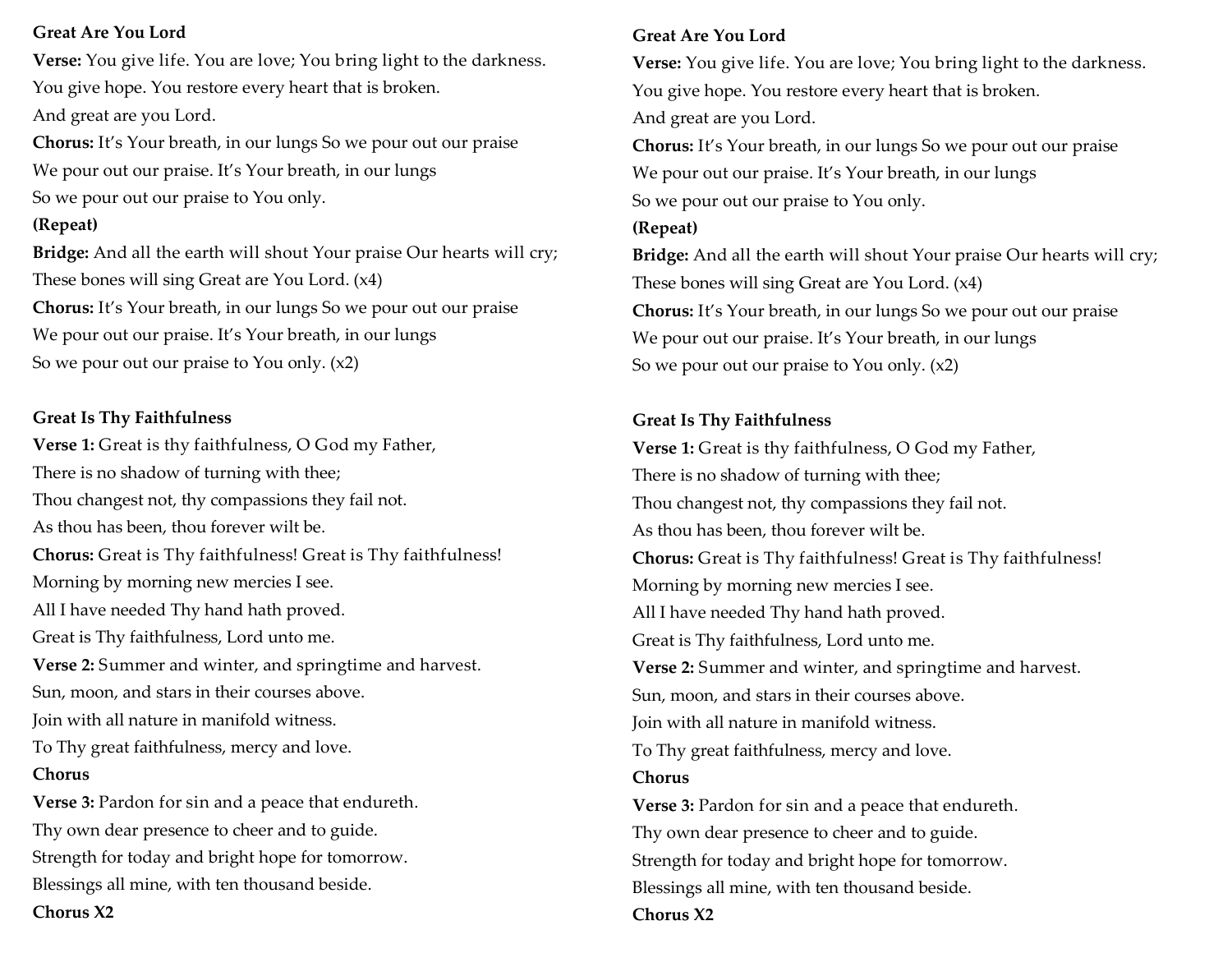**Great Are You Lord**

**Verse:** You give life. You are love; You bring light to the darkness.
You give hope. You restore every heart that is broken.
And great are you Lord.

**Chorus:** It's Your breath, in our lungs So we pour out our praise
We pour out our praise. It's Your breath, in our lungs
So we pour out our praise to You only.

**(Repeat)**

**Bridge:** And all the earth will shout Your praise Our hearts will cry;
These bones will sing Great are You Lord. (x4)

**Chorus:** It's Your breath, in our lungs So we pour out our praise
We pour out our praise. It's Your breath, in our lungs
So we pour out our praise to You only. (x2)

**Great Is Thy Faithfulness**

**Verse 1:** Great is thy faithfulness, O God my Father,
There is no shadow of turning with thee;
Thou changest not, thy compassions they fail not.
As thou has been, thou forever wilt be.

**Chorus:** Great is Thy faithfulness! Great is Thy faithfulness!
Morning by morning new mercies I see.
All I have needed Thy hand hath proved.
Great is Thy faithfulness, Lord unto me.

**Verse 2:** Summer and winter, and springtime and harvest.
Sun, moon, and stars in their courses above.
Join with all nature in manifold witness.
To Thy great faithfulness, mercy and love.

**Chorus**

**Verse 3:** Pardon for sin and a peace that endureth.
Thy own dear presence to cheer and to guide.
Strength for today and bright hope for tomorrow.
Blessings all mine, with ten thousand beside.

**Chorus X2**

**Great Are You Lord**

**Verse:** You give life. You are love; You bring light to the darkness.
You give hope. You restore every heart that is broken.
And great are you Lord.

**Chorus:** It's Your breath, in our lungs So we pour out our praise
We pour out our praise. It's Your breath, in our lungs
So we pour out our praise to You only.

**(Repeat)**

**Bridge:** And all the earth will shout Your praise Our hearts will cry;
These bones will sing Great are You Lord. (x4)

**Chorus:** It's Your breath, in our lungs So we pour out our praise
We pour out our praise. It's Your breath, in our lungs
So we pour out our praise to You only. (x2)

**Great Is Thy Faithfulness**

**Verse 1:** Great is thy faithfulness, O God my Father,
There is no shadow of turning with thee;
Thou changest not, thy compassions they fail not.
As thou has been, thou forever wilt be.

**Chorus:** Great is Thy faithfulness! Great is Thy faithfulness!
Morning by morning new mercies I see.
All I have needed Thy hand hath proved.
Great is Thy faithfulness, Lord unto me.

**Verse 2:** Summer and winter, and springtime and harvest.
Sun, moon, and stars in their courses above.
Join with all nature in manifold witness.
To Thy great faithfulness, mercy and love.

**Chorus**

**Verse 3:** Pardon for sin and a peace that endureth.
Thy own dear presence to cheer and to guide.
Strength for today and bright hope for tomorrow.
Blessings all mine, with ten thousand beside.

**Chorus X2**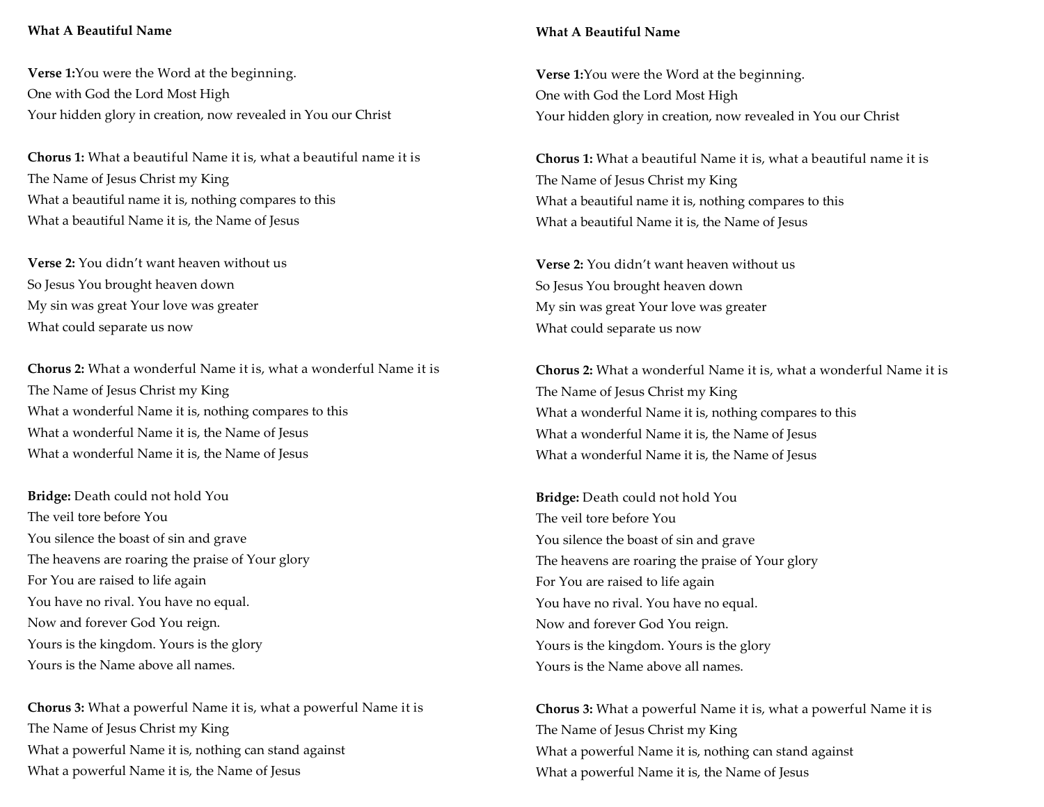**What A Beautiful Name**

**Verse 1:**You were the Word at the beginning.
One with God the Lord Most High
Your hidden glory in creation, now revealed in You our Christ

**Chorus 1:** What a beautiful Name it is, what a beautiful name it is
The Name of Jesus Christ my King
What a beautiful name it is, nothing compares to this
What a beautiful Name it is, the Name of Jesus

**Verse 2:** You didn't want heaven without us
So Jesus You brought heaven down
My sin was great Your love was greater
What could separate us now

**Chorus 2:** What a wonderful Name it is, what a wonderful Name it is
The Name of Jesus Christ my King
What a wonderful Name it is, nothing compares to this
What a wonderful Name it is, the Name of Jesus
What a wonderful Name it is, the Name of Jesus

**Bridge:** Death could not hold You
The veil tore before You
You silence the boast of sin and grave
The heavens are roaring the praise of Your glory
For You are raised to life again
You have no rival. You have no equal.
Now and forever God You reign.
Yours is the kingdom. Yours is the glory
Yours is the Name above all names.

**Chorus 3:** What a powerful Name it is, what a powerful Name it is
The Name of Jesus Christ my King
What a powerful Name it is, nothing can stand against
What a powerful Name it is, the Name of Jesus

**What A Beautiful Name**

**Verse 1:**You were the Word at the beginning.
One with God the Lord Most High
Your hidden glory in creation, now revealed in You our Christ

**Chorus 1:** What a beautiful Name it is, what a beautiful name it is
The Name of Jesus Christ my King
What a beautiful name it is, nothing compares to this
What a beautiful Name it is, the Name of Jesus

**Verse 2:** You didn't want heaven without us
So Jesus You brought heaven down
My sin was great Your love was greater
What could separate us now

**Chorus 2:** What a wonderful Name it is, what a wonderful Name it is
The Name of Jesus Christ my King
What a wonderful Name it is, nothing compares to this
What a wonderful Name it is, the Name of Jesus
What a wonderful Name it is, the Name of Jesus

**Bridge:** Death could not hold You
The veil tore before You
You silence the boast of sin and grave
The heavens are roaring the praise of Your glory
For You are raised to life again
You have no rival. You have no equal.
Now and forever God You reign.
Yours is the kingdom. Yours is the glory
Yours is the Name above all names.

**Chorus 3:** What a powerful Name it is, what a powerful Name it is
The Name of Jesus Christ my King
What a powerful Name it is, nothing can stand against
What a powerful Name it is, the Name of Jesus